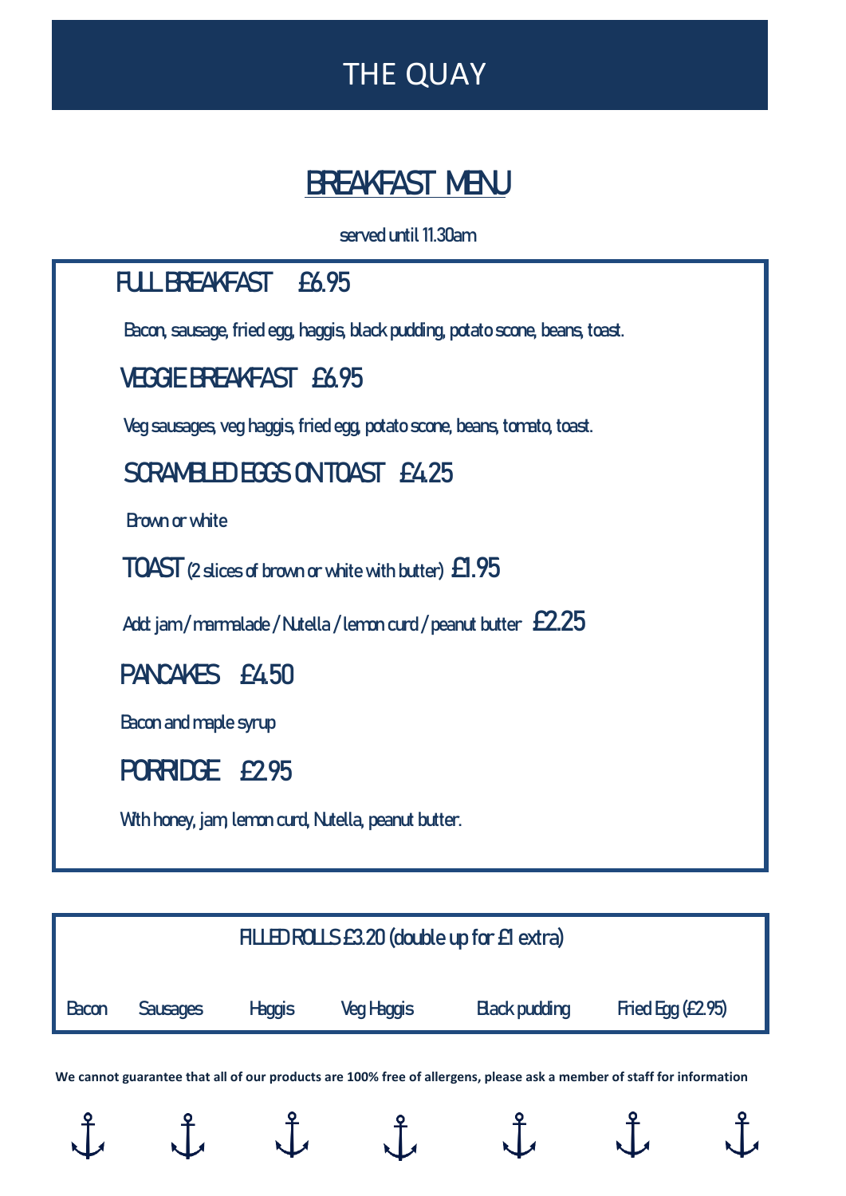# THE QUAY

## BREAKFAST MENU

served until 11.30am

### FULL BREAKFAST £6.95

Bacon, sausage, fried egg, haggis, black pudding, potato scone, beans, toast.

### VEGGIE BREAKFAST £6.95

Veg sausages, veg haggis, fried egg, potato scone, beans, tomato, toast.

### SCRAMBLED EGGS ON TOAST £4.25

Brown or white

### TOAST (2 slices of brown or white with butter) £1.95

Add: jam / marmalade / Nutella / lemon curd / peanut butter **£2.25**

### PANCAKES £4.50

Bacon and maple syrup

### PORRIDGE £2.95

With honey, jam, lemon curd, Nutella, peanut butter.

### FILLED ROLLS £3.20 (double up for £1 extra)

Bacon | Sausages | Haggis | Veg Haggis | Black pudding | Fried Egg (£2.95)

**We cannot guarantee that all of our products are 100% free of allergens, please ask a member of staff for information**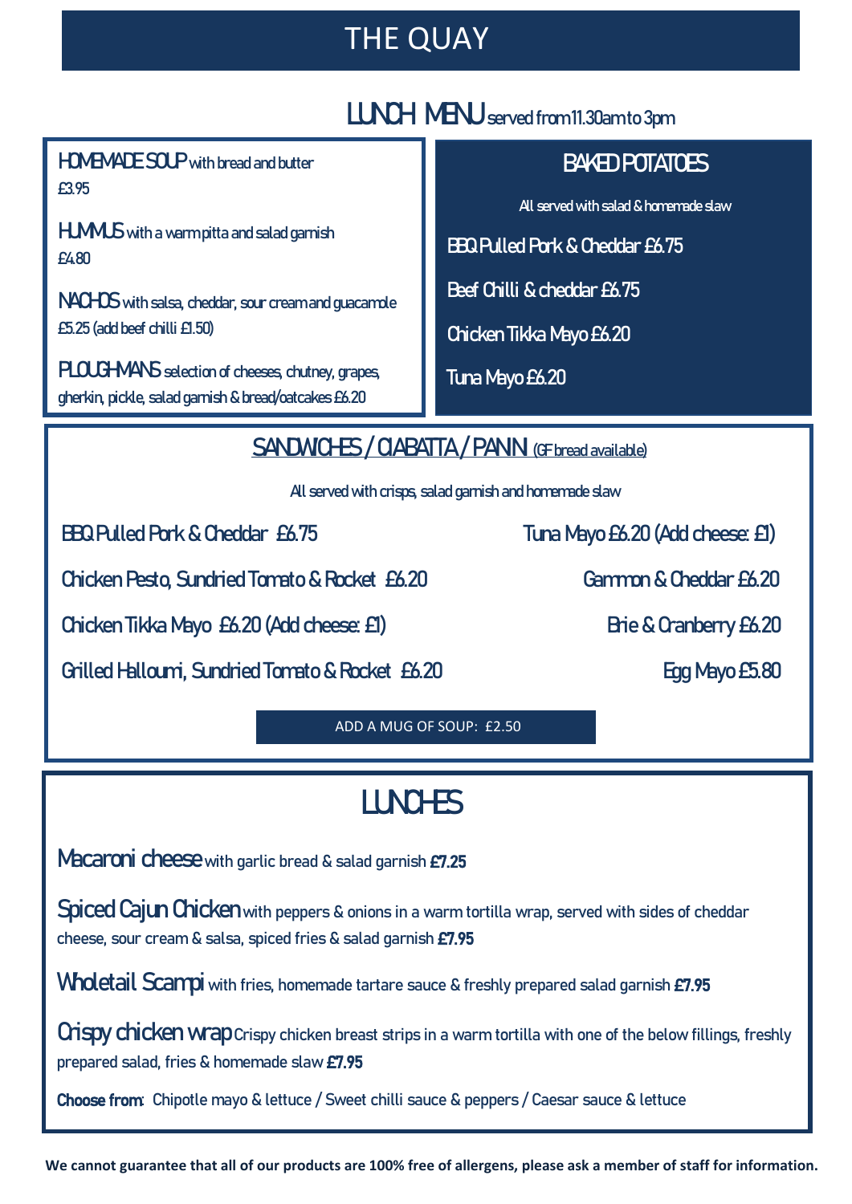# THE QUAY

## LUNCH MENU served from 11.30am to 3pm

**HOMEMADE SOUP** with bread and butter
£3.95

**HUMMUS** with a warm pitta and salad garnish
£4.80

**NACHOS** with salsa, cheddar, sour cream and guacamole
£5.25 (add beef chilli £1.50)

**PLOUGHMANS** selection of cheeses, chutney, grapes, gherkin, pickle, salad garnish & bread/oatcakes £6.20

## BAKED POTATOES

All served with salad & homemade slaw

BBQ Pulled Pork & Cheddar £6.75

Beef Chilli & cheddar £6.75

Chicken Tikka Mayo £6.20

Tuna Mayo £6.20

## SANDWICHES / CIABATTA / PANINI (GF bread available)

All served with crisps, salad garnish and homemade slaw

BBQ Pulled Pork & Cheddar £6.75

Chicken Pesto, Sundried Tomato & Rocket £6.20

Chicken Tikka Mayo £6.20 (Add cheese: £1)

Grilled Halloumi, Sundried Tomato & Rocket £6.20

Tuna Mayo £6.20 (Add cheese: £1)

Gammon & Cheddar £6.20

Brie & Cranberry £6.20

Egg Mayo £5.80

ADD A MUG OF SOUP: £2.50

## LUNCHES

**Macaroni cheese** with garlic bread & salad garnish **£7.25**

**Spiced Cajun Chicken** with peppers & onions in a warm tortilla wrap, served with sides of cheddar cheese, sour cream & salsa, spiced fries & salad garnish **£7.95**

**Wholetail Scampi** with fries, homemade tartare sauce & freshly prepared salad garnish **£7.95**

**Crispy chicken wrap** Crispy chicken breast strips in a warm tortilla with one of the below fillings, freshly prepared salad, fries & homemade slaw **£7.95**

**Choose from:** Chipotle mayo & lettuce / Sweet chilli sauce & peppers / Caesar sauce & lettuce

**We cannot guarantee that all of our products are 100% free of allergens, please ask a member of staff for information.**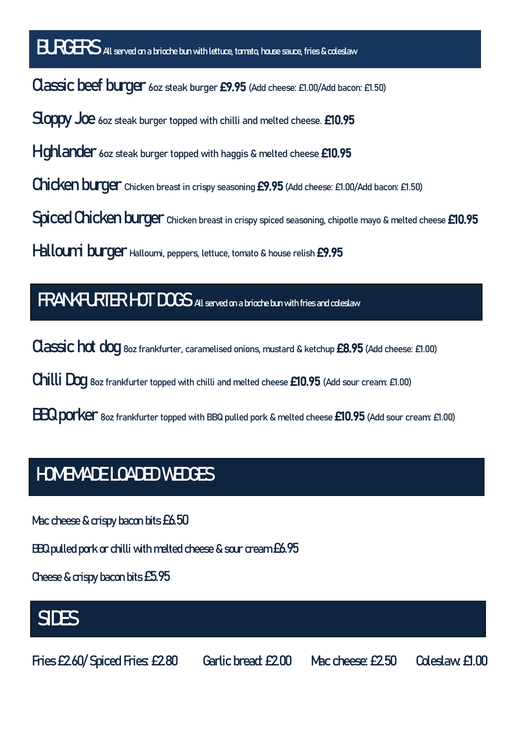## BURGERS All served on a brioche bun with lettuce, tomato, house sauce, fries & coleslaw

**Classic beef burger** 6oz steak burger **£9.95** (Add cheese: £1.00/Add bacon: £1.50)

**Sloppy Joe** 6oz steak burger topped with chilli and melted cheese. **£10.95**

**Hghlander** 6oz steak burger topped with haggis & melted cheese **£10.95**

**Chicken burger** Chicken breast in crispy seasoning **£9.95** (Add cheese: £1.00/Add bacon: £1.50)

**Spiced Chicken burger** Chicken breast in crispy spiced seasoning, chipotle mayo & melted cheese **£10.95**

**Halloumi burger** Halloumi, peppers, lettuce, tomato & house relish **£9.95**

## FRANKFURTER HOT DOGS All served on a brioche bun with fries and coleslaw

**Classic hot dog** 8oz frankfurter, caramelised onions, mustard & ketchup **£8.95** (Add cheese: £1.00)

**Chilli Dog** 8oz frankfurter topped with chilli and melted cheese **£10.95** (Add sour cream: £1.00)

**BBQ porker** 8oz frankfurter topped with BBQ pulled pork & melted cheese **£10.95** (Add sour cream: £1.00)

## HOMEMADE LOADED WEDGES

Mac cheese & crispy bacon bits £6.50

BBQ pulled pork or chilli with melted cheese & sour cream £6.95

Cheese & crispy bacon bits £5.95

## SIDES

Fries £2.60/ Spiced Fries: £2.80 Garlic bread: £2.00 Mac cheese: £2.50 Coleslaw: £1.00